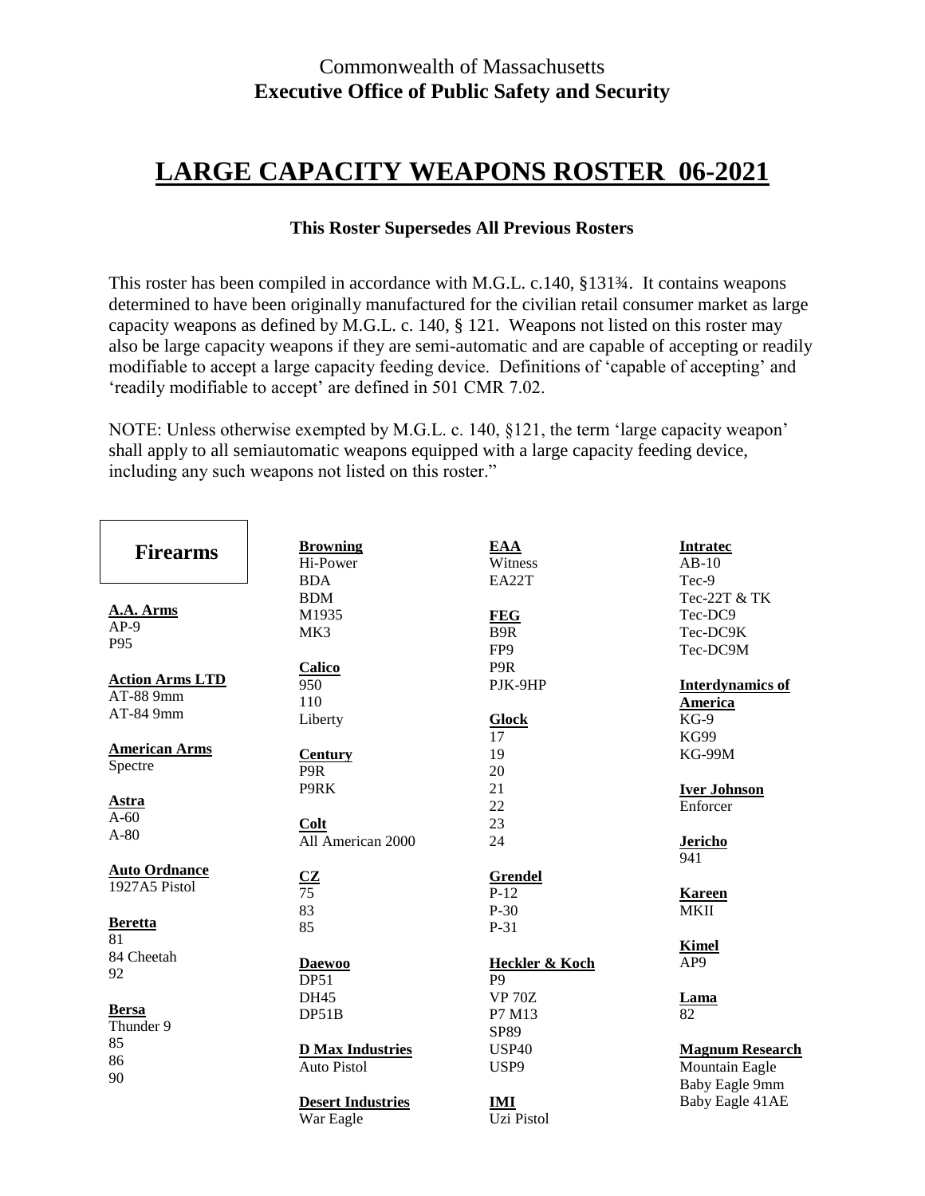Commonwealth of Massachusetts
**Executive Office of Public Safety and Security**

# LARGE CAPACITY WEAPONS ROSTER 06-2021

**This Roster Supersedes All Previous Rosters**

This roster has been compiled in accordance with M.G.L. c.140, §131¾. It contains weapons determined to have been originally manufactured for the civilian retail consumer market as large capacity weapons as defined by M.G.L. c. 140, § 121. Weapons not listed on this roster may also be large capacity weapons if they are semi-automatic and are capable of accepting or readily modifiable to accept a large capacity feeding device. Definitions of 'capable of accepting' and 'readily modifiable to accept' are defined in 501 CMR 7.02.

NOTE: Unless otherwise exempted by M.G.L. c. 140, §121, the term 'large capacity weapon' shall apply to all semiautomatic weapons equipped with a large capacity feeding device, including any such weapons not listed on this roster."

## Firearms

**A.A. Arms**
AP-9
P95

**Action Arms LTD**
AT-88 9mm
AT-84 9mm

**American Arms**
Spectre

**Astra**
A-60
A-80

**Auto Ordnance**
1927A5 Pistol

**Beretta**
81
84 Cheetah
92

**Bersa**
Thunder 9
85
86
90

**Browning**
Hi-Power
BDA
BDM
M1935
MK3

**Calico**
950
110
Liberty

**Century**
P9R
P9RK

**Colt**
All American 2000

**CZ**
75
83
85

**Daewoo**
DP51
DH45
DP51B

**D Max Industries**
Auto Pistol

**Desert Industries**
War Eagle

**EAA**
Witness
EA22T

**FEG**
B9R
FP9
P9R
PJK-9HP

**Glock**
17
19
20
21
22
23
24

**Grendel**
P-12
P-30
P-31

**Heckler & Koch**
P9
VP 70Z
P7 M13
SP89
USP40
USP9

**IMI**
Uzi Pistol

**Intratec**
AB-10
Tec-9
Tec-22T & TK
Tec-DC9
Tec-DC9K
Tec-DC9M

**Interdynamics of America**
KG-9
KG99
KG-99M

**Iver Johnson**
Enforcer

**Jericho**
941

**Kareen**
MKII

**Kimel**
AP9

**Lama**
82

**Magnum Research**
Mountain Eagle
Baby Eagle 9mm
Baby Eagle 41AE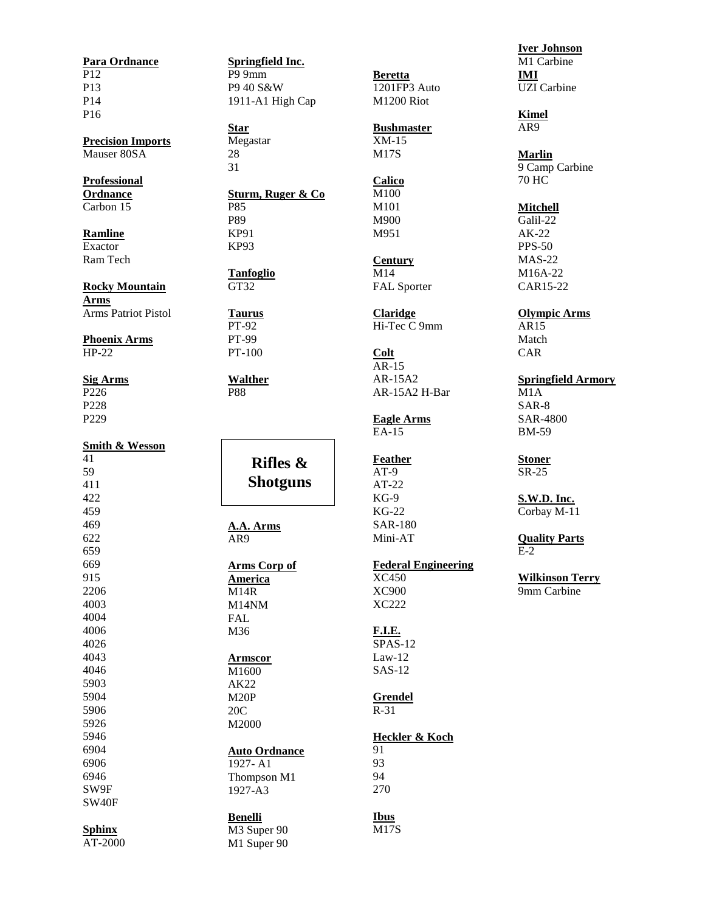**Para Ordnance**
P12
P13
P14
P16

**Precision Imports**
Mauser 80SA

**Professional Ordnance**
Carbon 15

**Ramline**
Exactor
Ram Tech

**Rocky Mountain Arms**
Arms Patriot Pistol

**Phoenix Arms**
HP-22

**Sig Arms**
P226
P228
P229

**Smith & Wesson**
41
59
411
422
459
469
622
659
669
915
2206
4003
4004
4006
4026
4043
4046
5903
5904
5906
5926
5946
6904
6906
6946
SW9F
SW40F

**Sphinx**
AT-2000

**Springfield Inc.**
P9 9mm
P9 40 S&W
1911-A1 High Cap

**Star**
Megastar
28
31

**Sturm, Ruger & Co**
P85
P89
KP91
KP93

**Tanfoglio**
GT32

**Taurus**
PT-92
PT-99
PT-100

**Walther**
P88

## Rifles & Shotguns

**A.A. Arms**
AR9

**Arms Corp of America**
M14R
M14NM
FAL
M36

**Armscor**
M1600
AK22
M20P
20C
M2000

**Auto Ordnance**
1927- A1
Thompson M1
1927-A3

**Benelli**
M3 Super 90
M1 Super 90

**Beretta**
1201FP3 Auto
M1200 Riot

**Bushmaster**
XM-15
M17S

**Calico**
M100
M101
M900
M951

**Century**
M14
FAL Sporter

**Claridge**
Hi-Tec C 9mm

**Colt**
AR-15
AR-15A2
AR-15A2 H-Bar

**Eagle Arms**
EA-15

**Feather**
AT-9
AT-22
KG-9
KG-22
SAR-180
Mini-AT

**Federal Engineering**
XC450
XC900
XC222

**F.I.E.**
SPAS-12
Law-12
SAS-12

**Grendel**
R-31

**Heckler & Koch**
91
93
94
270

**Ibus**
M17S

**Iver Johnson**
M1 Carbine

**IMI**
UZI Carbine

**Kimel**
AR9

**Marlin**
9 Camp Carbine
70 HC

**Mitchell**
Galil-22
AK-22
PPS-50
MAS-22
M16A-22
CAR15-22

**Olympic Arms**
AR15
Match
CAR

**Springfield Armory**
M1A
SAR-8
SAR-4800
BM-59

**Stoner**
SR-25

**S.W.D. Inc.**
Corbay M-11

**Quality Parts**
E-2

**Wilkinson Terry**
9mm Carbine